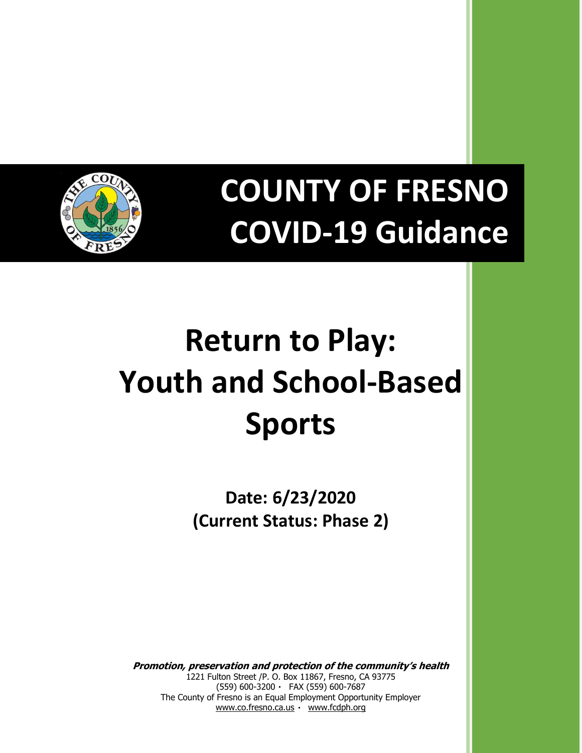# COUNTY OF FRESNO COVID-19 Guidance

# Return to Play: Youth and School-Based Sports

**Date: 6/23/2020**
**(Current Status: Phase 2)**

***Promotion, preservation and protection of the community's health***
1221 Fulton Street /P. O. Box 11867, Fresno, CA 93775
(559) 600-3200 · FAX (559) 600-7687
The County of Fresno is an Equal Employment Opportunity Employer
www.co.fresno.ca.us · www.fcdph.org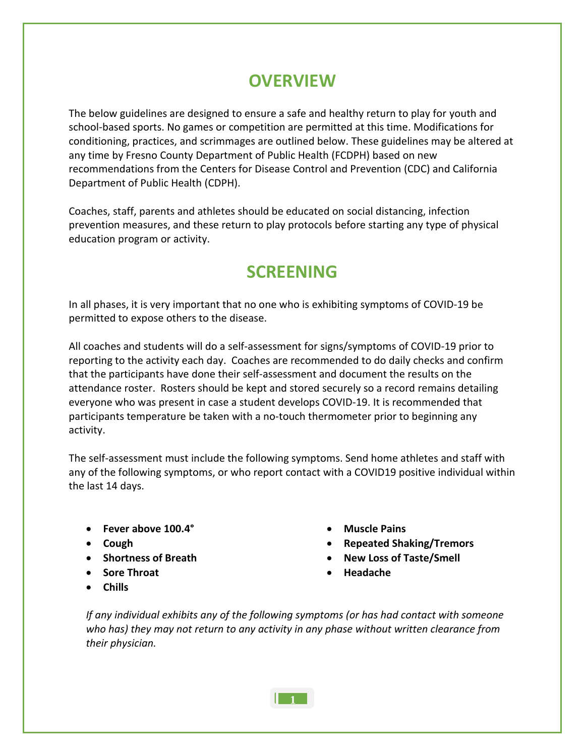# OVERVIEW

The below guidelines are designed to ensure a safe and healthy return to play for youth and school-based sports. No games or competition are permitted at this time. Modifications for conditioning, practices, and scrimmages are outlined below. These guidelines may be altered at any time by Fresno County Department of Public Health (FCDPH) based on new recommendations from the Centers for Disease Control and Prevention (CDC) and California Department of Public Health (CDPH).

Coaches, staff, parents and athletes should be educated on social distancing, infection prevention measures, and these return to play protocols before starting any type of physical education program or activity.

# SCREENING

In all phases, it is very important that no one who is exhibiting symptoms of COVID-19 be permitted to expose others to the disease.

All coaches and students will do a self-assessment for signs/symptoms of COVID-19 prior to reporting to the activity each day. Coaches are recommended to do daily checks and confirm that the participants have done their self-assessment and document the results on the attendance roster. Rosters should be kept and stored securely so a record remains detailing everyone who was present in case a student develops COVID-19. It is recommended that participants temperature be taken with a no-touch thermometer prior to beginning any activity.

The self-assessment must include the following symptoms. Send home athletes and staff with any of the following symptoms, or who report contact with a COVID19 positive individual within the last 14 days.

- **Fever above 100.4°**
- **Cough**
- **Shortness of Breath**
- **Sore Throat**
- **Chills**
- **Muscle Pains**
- **Repeated Shaking/Tremors**
- **New Loss of Taste/Smell**
- **Headache**

*If any individual exhibits any of the following symptoms (or has had contact with someone who has) they may not return to any activity in any phase without written clearance from their physician.*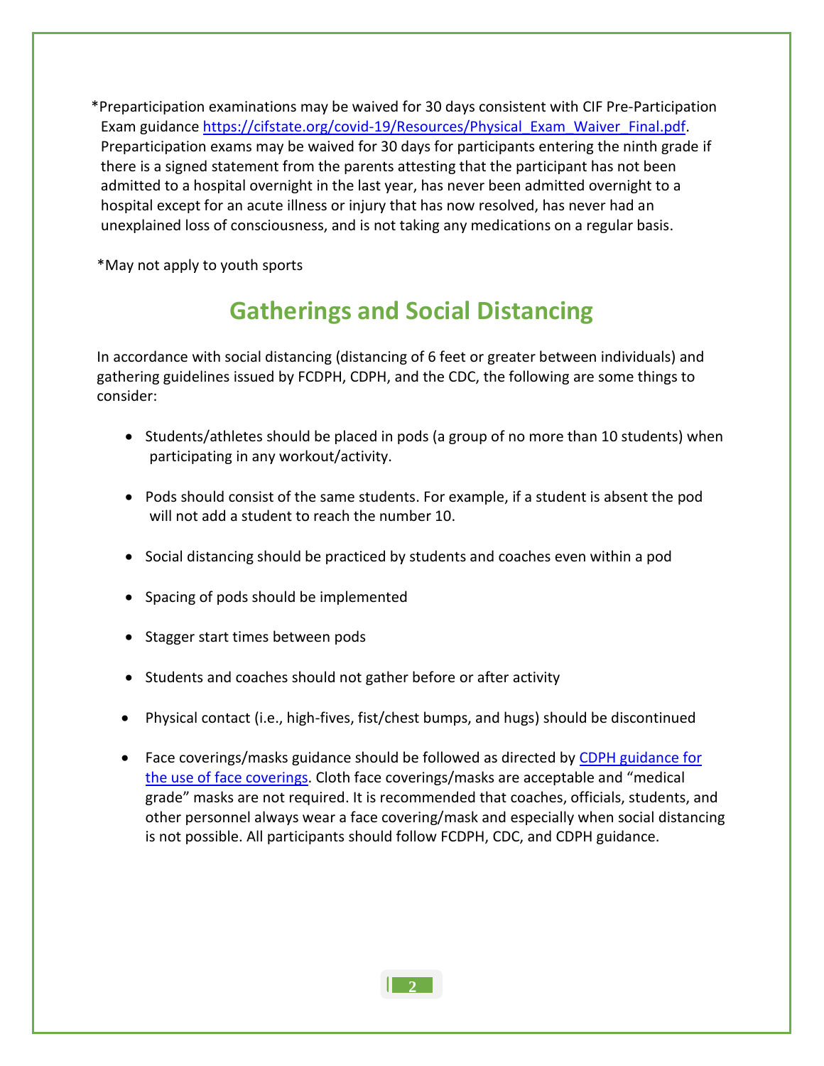*Preparticipation examinations may be waived for 30 days consistent with CIF Pre-Participation Exam guidance [https://cifstate.org/covid-19/Resources/Physical_Exam_Waiver_Final.pdf](https://cifstate.org/covid-19/Resources/Physical_Exam_Waiver_Final.pdf). Preparticipation exams may be waived for 30 days for participants entering the ninth grade if there is a signed statement from the parents attesting that the participant has not been admitted to a hospital overnight in the last year, has never been admitted overnight to a hospital except for an acute illness or injury that has now resolved, has never had an unexplained loss of consciousness, and is not taking any medications on a regular basis.

*May not apply to youth sports

## Gatherings and Social Distancing

In accordance with social distancing (distancing of 6 feet or greater between individuals) and gathering guidelines issued by FCDPH, CDPH, and the CDC, the following are some things to consider:

- Students/athletes should be placed in pods (a group of no more than 10 students) when participating in any workout/activity.
- Pods should consist of the same students. For example, if a student is absent the pod will not add a student to reach the number 10.
- Social distancing should be practiced by students and coaches even within a pod
- Spacing of pods should be implemented
- Stagger start times between pods
- Students and coaches should not gather before or after activity
- Physical contact (i.e., high-fives, fist/chest bumps, and hugs) should be discontinued
- Face coverings/masks guidance should be followed as directed by CDPH guidance for the use of face coverings. Cloth face coverings/masks are acceptable and "medical grade" masks are not required. It is recommended that coaches, officials, students, and other personnel always wear a face covering/mask and especially when social distancing is not possible. All participants should follow FCDPH, CDC, and CDPH guidance.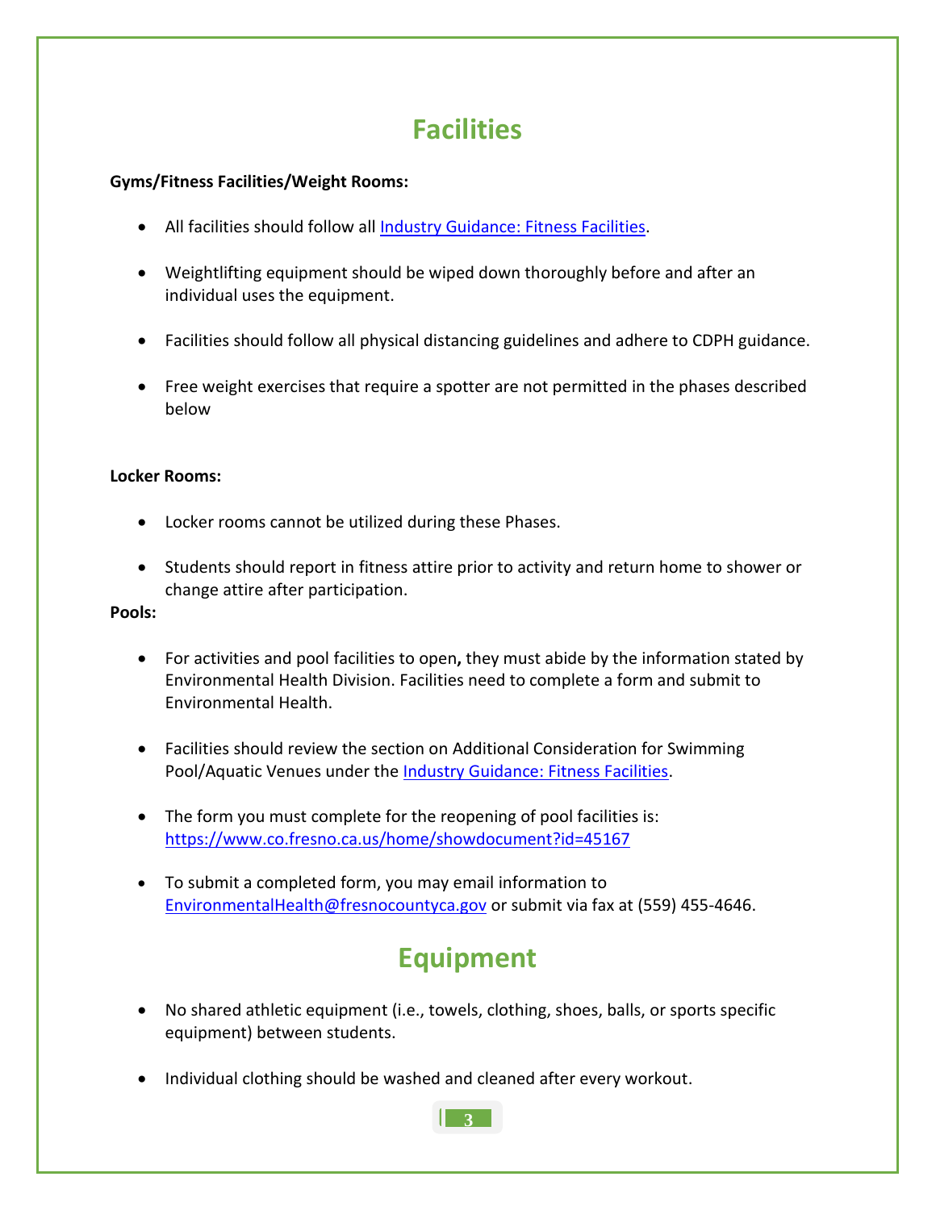# Facilities

**Gyms/Fitness Facilities/Weight Rooms:**

- All facilities should follow all [Industry Guidance: Fitness Facilities](#).
- Weightlifting equipment should be wiped down thoroughly before and after an individual uses the equipment.
- Facilities should follow all physical distancing guidelines and adhere to CDPH guidance.
- Free weight exercises that require a spotter are not permitted in the phases described below

**Locker Rooms:**

- Locker rooms cannot be utilized during these Phases.
- Students should report in fitness attire prior to activity and return home to shower or change attire after participation.

**Pools:**

- For activities and pool facilities to open**,** they must abide by the information stated by Environmental Health Division. Facilities need to complete a form and submit to Environmental Health.
- Facilities should review the section on Additional Consideration for Swimming Pool/Aquatic Venues under the [Industry Guidance: Fitness Facilities](#).
- The form you must complete for the reopening of pool facilities is: https://www.co.fresno.ca.us/home/showdocument?id=45167
- To submit a completed form, you may email information to EnvironmentalHealth@fresnocountyca.gov or submit via fax at (559) 455-4646.

# Equipment

- No shared athletic equipment (i.e., towels, clothing, shoes, balls, or sports specific equipment) between students.
- Individual clothing should be washed and cleaned after every workout.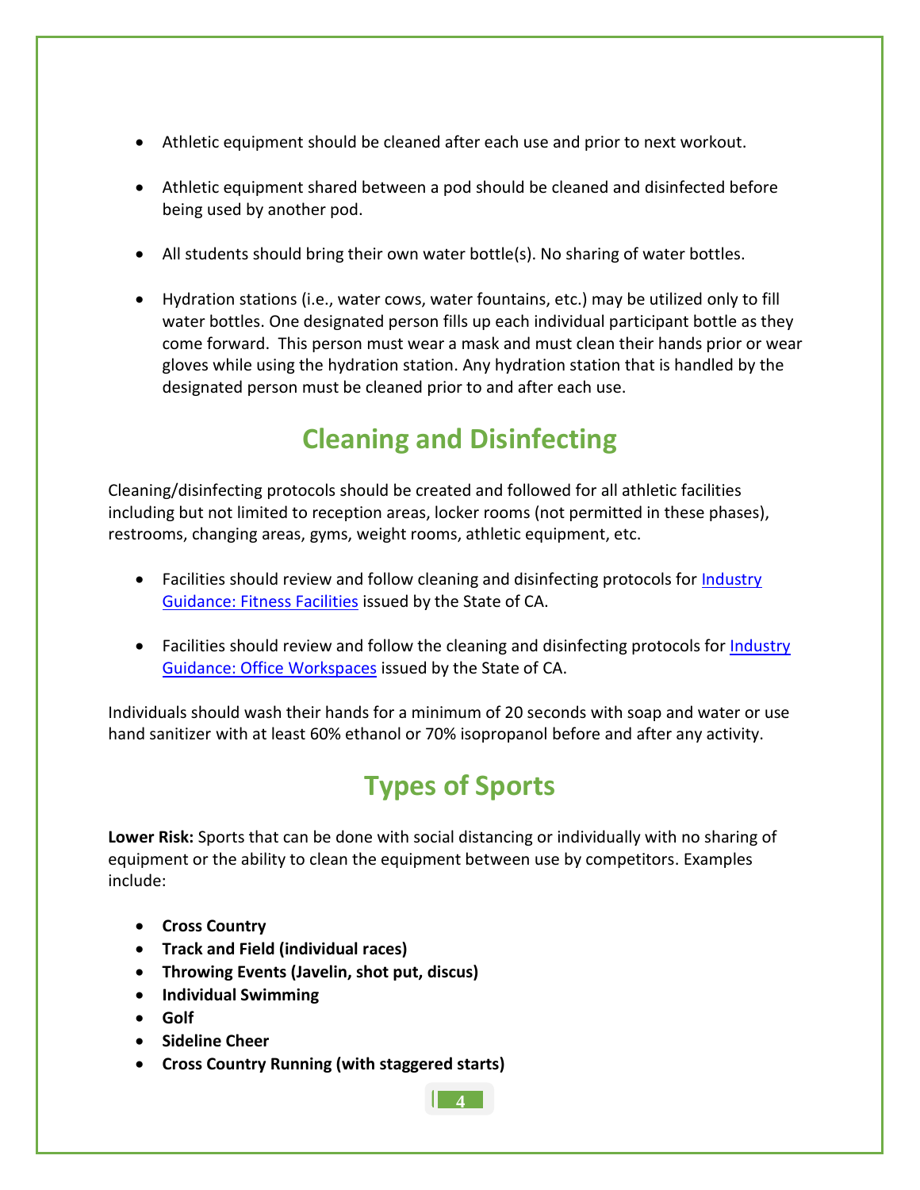- Athletic equipment should be cleaned after each use and prior to next workout.
- Athletic equipment shared between a pod should be cleaned and disinfected before being used by another pod.
- All students should bring their own water bottle(s). No sharing of water bottles.
- Hydration stations (i.e., water cows, water fountains, etc.) may be utilized only to fill water bottles. One designated person fills up each individual participant bottle as they come forward. This person must wear a mask and must clean their hands prior or wear gloves while using the hydration station. Any hydration station that is handled by the designated person must be cleaned prior to and after each use.

## Cleaning and Disinfecting

Cleaning/disinfecting protocols should be created and followed for all athletic facilities including but not limited to reception areas, locker rooms (not permitted in these phases), restrooms, changing areas, gyms, weight rooms, athletic equipment, etc.

- Facilities should review and follow cleaning and disinfecting protocols for Industry Guidance: Fitness Facilities issued by the State of CA.
- Facilities should review and follow the cleaning and disinfecting protocols for Industry Guidance: Office Workspaces issued by the State of CA.

Individuals should wash their hands for a minimum of 20 seconds with soap and water or use hand sanitizer with at least 60% ethanol or 70% isopropanol before and after any activity.

## Types of Sports

**Lower Risk:** Sports that can be done with social distancing or individually with no sharing of equipment or the ability to clean the equipment between use by competitors. Examples include:

- **Cross Country**
- **Track and Field (individual races)**
- **Throwing Events (Javelin, shot put, discus)**
- **Individual Swimming**
- **Golf**
- **Sideline Cheer**
- **Cross Country Running (with staggered starts)**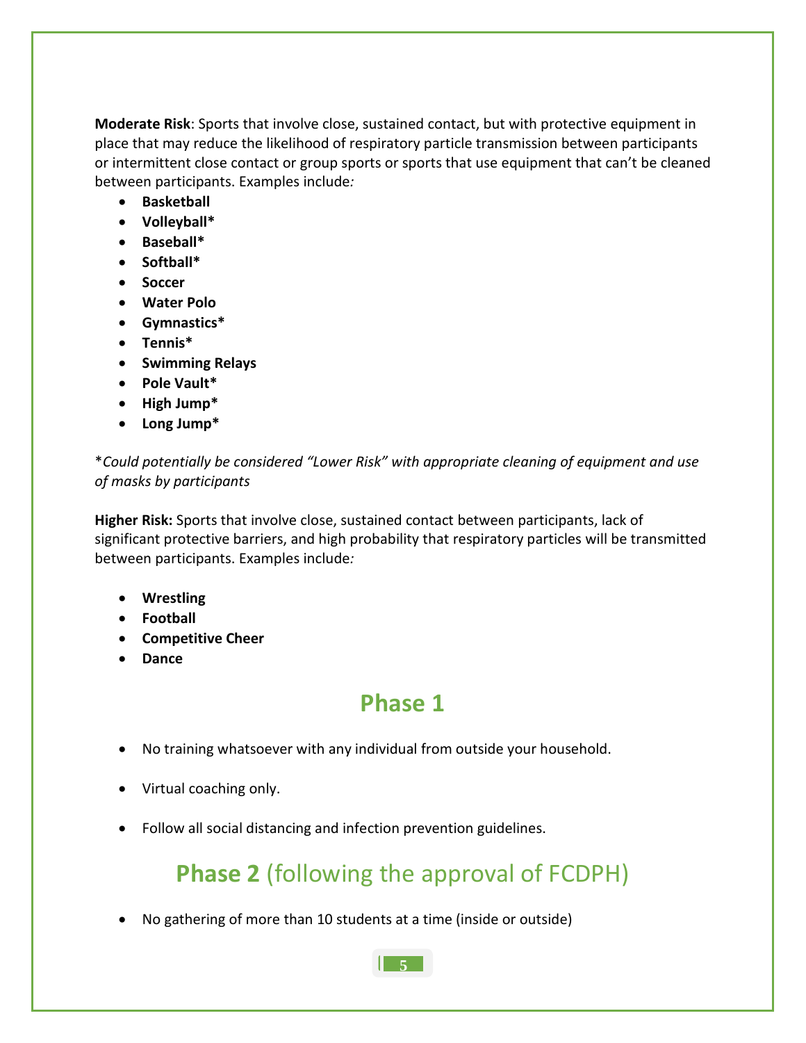**Moderate Risk**: Sports that involve close, sustained contact, but with protective equipment in place that may reduce the likelihood of respiratory particle transmission between participants or intermittent close contact or group sports or sports that use equipment that can't be cleaned between participants. Examples include*:*

- **Basketball**
- **Volleyball***
- **Baseball***
- **Softball***
- **Soccer**
- **Water Polo**
- **Gymnastics***
- **Tennis***
- **Swimming Relays**
- **Pole Vault***
- **High Jump***
- **Long Jump***

**Could potentially be considered "Lower Risk" with appropriate cleaning of equipment and use of masks by participants*

**Higher Risk:** Sports that involve close, sustained contact between participants, lack of significant protective barriers, and high probability that respiratory particles will be transmitted between participants. Examples include*:*

- **Wrestling**
- **Football**
- **Competitive Cheer**
- **Dance**

## Phase 1

- No training whatsoever with any individual from outside your household.
- Virtual coaching only.
- Follow all social distancing and infection prevention guidelines.

## **Phase 2** (following the approval of FCDPH)

- No gathering of more than 10 students at a time (inside or outside)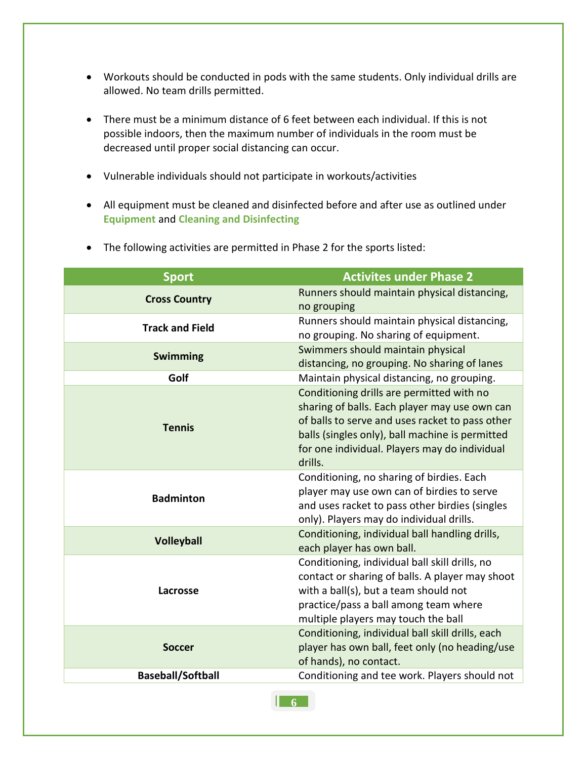- Workouts should be conducted in pods with the same students. Only individual drills are allowed. No team drills permitted.
- There must be a minimum distance of 6 feet between each individual. If this is not possible indoors, then the maximum number of individuals in the room must be decreased until proper social distancing can occur.
- Vulnerable individuals should not participate in workouts/activities
- All equipment must be cleaned and disinfected before and after use as outlined under **Equipment** and **Cleaning and Disinfecting**
- The following activities are permitted in Phase 2 for the sports listed:

| Sport | Activites under Phase 2 |
|---|---|
| **Cross Country** | Runners should maintain physical distancing, no grouping |
| **Track and Field** | Runners should maintain physical distancing, no grouping. No sharing of equipment. |
| **Swimming** | Swimmers should maintain physical distancing, no grouping. No sharing of lanes |
| **Golf** | Maintain physical distancing, no grouping. |
| **Tennis** | Conditioning drills are permitted with no sharing of balls. Each player may use own can of balls to serve and uses racket to pass other balls (singles only), ball machine is permitted for one individual. Players may do individual drills. |
| **Badminton** | Conditioning, no sharing of birdies. Each player may use own can of birdies to serve and uses racket to pass other birdies (singles only). Players may do individual drills. |
| **Volleyball** | Conditioning, individual ball handling drills, each player has own ball. |
| **Lacrosse** | Conditioning, individual ball skill drills, no contact or sharing of balls. A player may shoot with a ball(s), but a team should not practice/pass a ball among team where multiple players may touch the ball |
| **Soccer** | Conditioning, individual ball skill drills, each player has own ball, feet only (no heading/use of hands), no contact. |
| **Baseball/Softball** | Conditioning and tee work. Players should not |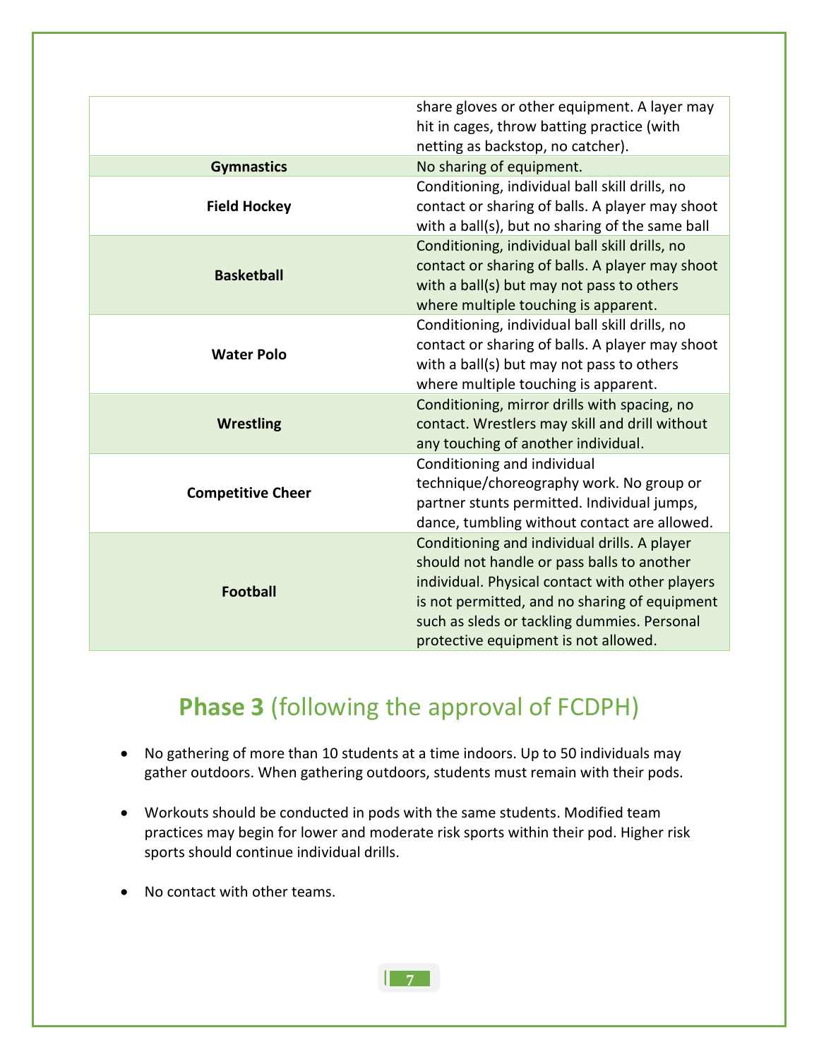| | |
|---|---|
| | share gloves or other equipment. A layer may hit in cages, throw batting practice (with netting as backstop, no catcher). |
| **Gymnastics** | No sharing of equipment. |
| **Field Hockey** | Conditioning, individual ball skill drills, no contact or sharing of balls. A player may shoot with a ball(s), but no sharing of the same ball |
| **Basketball** | Conditioning, individual ball skill drills, no contact or sharing of balls. A player may shoot with a ball(s) but may not pass to others where multiple touching is apparent. |
| **Water Polo** | Conditioning, individual ball skill drills, no contact or sharing of balls. A player may shoot with a ball(s) but may not pass to others where multiple touching is apparent. |
| **Wrestling** | Conditioning, mirror drills with spacing, no contact. Wrestlers may skill and drill without any touching of another individual. |
| **Competitive Cheer** | Conditioning and individual technique/choreography work. No group or partner stunts permitted. Individual jumps, dance, tumbling without contact are allowed. |
| **Football** | Conditioning and individual drills. A player should not handle or pass balls to another individual. Physical contact with other players is not permitted, and no sharing of equipment such as sleds or tackling dummies. Personal protective equipment is not allowed. |

## **Phase 3** (following the approval of FCDPH)

- No gathering of more than 10 students at a time indoors. Up to 50 individuals may gather outdoors. When gathering outdoors, students must remain with their pods.

- Workouts should be conducted in pods with the same students. Modified team practices may begin for lower and moderate risk sports within their pod. Higher risk sports should continue individual drills.

- No contact with other teams.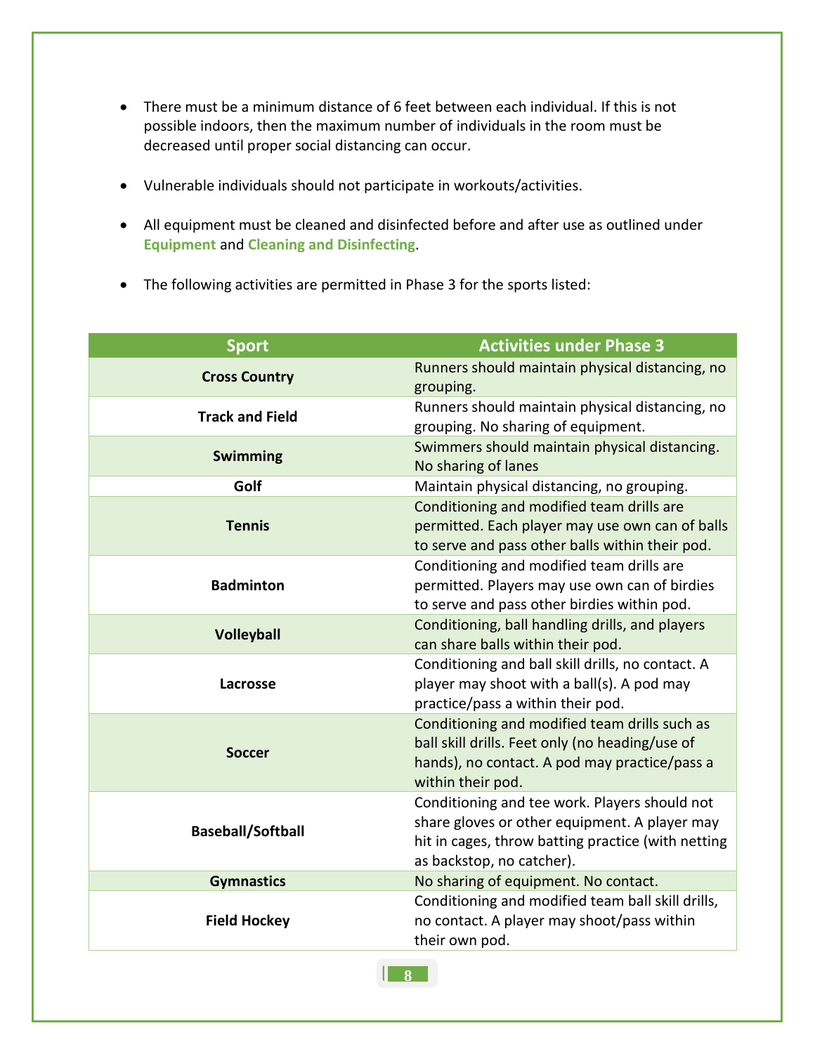- There must be a minimum distance of 6 feet between each individual. If this is not possible indoors, then the maximum number of individuals in the room must be decreased until proper social distancing can occur.

- Vulnerable individuals should not participate in workouts/activities.

- All equipment must be cleaned and disinfected before and after use as outlined under **Equipment** and **Cleaning and Disinfecting**.

- The following activities are permitted in Phase 3 for the sports listed:

| Sport | Activities under Phase 3 |
|---|---|
| **Cross Country** | Runners should maintain physical distancing, no grouping. |
| **Track and Field** | Runners should maintain physical distancing, no grouping. No sharing of equipment. |
| **Swimming** | Swimmers should maintain physical distancing. No sharing of lanes |
| **Golf** | Maintain physical distancing, no grouping. |
| **Tennis** | Conditioning and modified team drills are permitted. Each player may use own can of balls to serve and pass other balls within their pod. |
| **Badminton** | Conditioning and modified team drills are permitted. Players may use own can of birdies to serve and pass other birdies within pod. |
| **Volleyball** | Conditioning, ball handling drills, and players can share balls within their pod. |
| **Lacrosse** | Conditioning and ball skill drills, no contact. A player may shoot with a ball(s). A pod may practice/pass a within their pod. |
| **Soccer** | Conditioning and modified team drills such as ball skill drills. Feet only (no heading/use of hands), no contact. A pod may practice/pass a within their pod. |
| **Baseball/Softball** | Conditioning and tee work. Players should not share gloves or other equipment. A player may hit in cages, throw batting practice (with netting as backstop, no catcher). |
| **Gymnastics** | No sharing of equipment. No contact. |
| **Field Hockey** | Conditioning and modified team ball skill drills, no contact. A player may shoot/pass within their own pod. |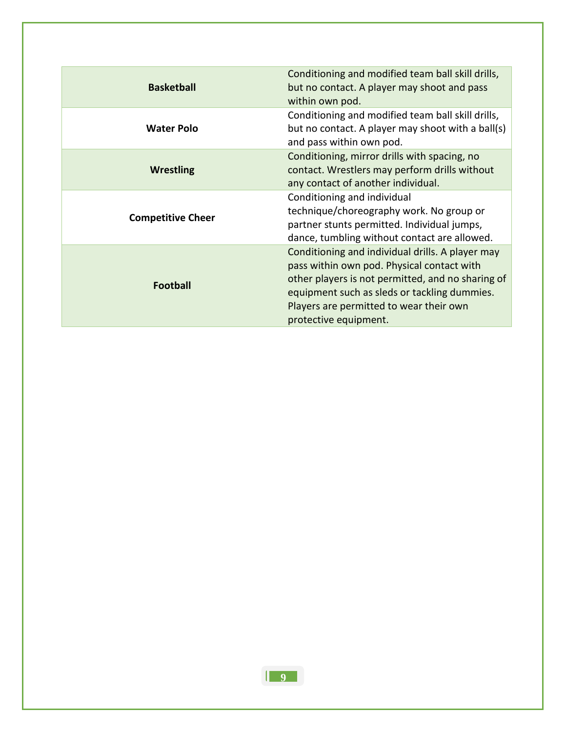| | |
|---|---|
| **Basketball** | Conditioning and modified team ball skill drills, but no contact. A player may shoot and pass within own pod. |
| **Water Polo** | Conditioning and modified team ball skill drills, but no contact. A player may shoot with a ball(s) and pass within own pod. |
| **Wrestling** | Conditioning, mirror drills with spacing, no contact. Wrestlers may perform drills without any contact of another individual. |
| **Competitive Cheer** | Conditioning and individual technique/choreography work. No group or partner stunts permitted. Individual jumps, dance, tumbling without contact are allowed. |
| **Football** | Conditioning and individual drills. A player may pass within own pod. Physical contact with other players is not permitted, and no sharing of equipment such as sleds or tackling dummies. Players are permitted to wear their own protective equipment. |